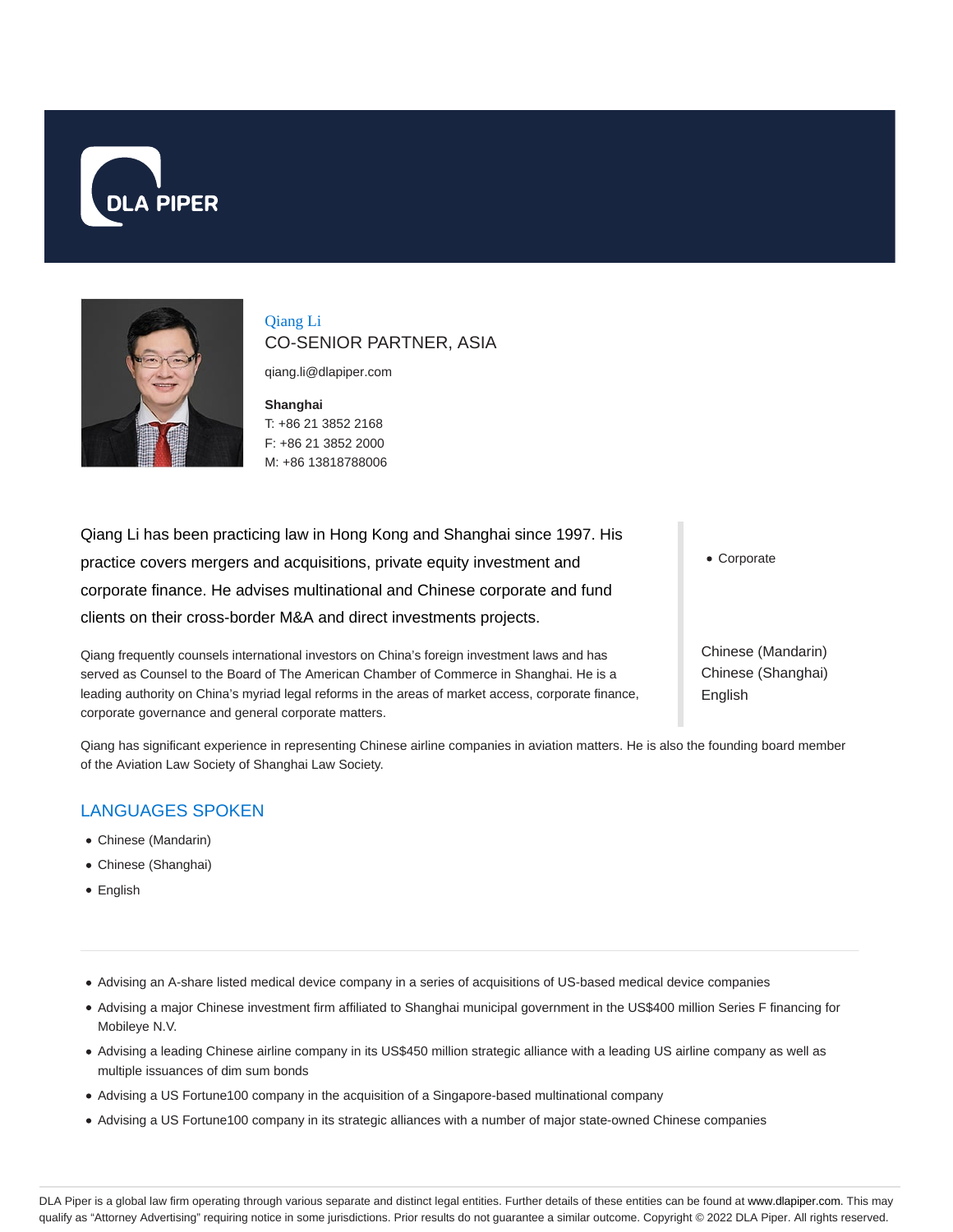DLA PIPER

# Qiang Li

## CO-SENIOR PARTNER, ASIA

qiang.li@dlapiper.com

**Shanghai**
T: +86 21 3852 2168
F: +86 21 3852 2000
M: +86 13818788006

Qiang Li has been practicing law in Hong Kong and Shanghai since 1997. His practice covers mergers and acquisitions, private equity investment and corporate finance. He advises multinational and Chinese corporate and fund clients on their cross-border M&A and direct investments projects.

Qiang frequently counsels international investors on China's foreign investment laws and has served as Counsel to the Board of The American Chamber of Commerce in Shanghai. He is a leading authority on China's myriad legal reforms in the areas of market access, corporate finance, corporate governance and general corporate matters.

- Corporate

Chinese (Mandarin)
Chinese (Shanghai)
English

Qiang has significant experience in representing Chinese airline companies in aviation matters. He is also the founding board member of the Aviation Law Society of Shanghai Law Society.

## LANGUAGES SPOKEN

- Chinese (Mandarin)
- Chinese (Shanghai)
- English

---

- Advising an A-share listed medical device company in a series of acquisitions of US-based medical device companies
- Advising a major Chinese investment firm affiliated to Shanghai municipal government in the US$400 million Series F financing for Mobileye N.V.
- Advising a leading Chinese airline company in its US$450 million strategic alliance with a leading US airline company as well as multiple issuances of dim sum bonds
- Advising a US Fortune100 company in the acquisition of a Singapore-based multinational company
- Advising a US Fortune100 company in its strategic alliances with a number of major state-owned Chinese companies

DLA Piper is a global law firm operating through various separate and distinct legal entities. Further details of these entities can be found at www.dlapiper.com. This may qualify as "Attorney Advertising" requiring notice in some jurisdictions. Prior results do not guarantee a similar outcome. Copyright © 2022 DLA Piper. All rights reserved.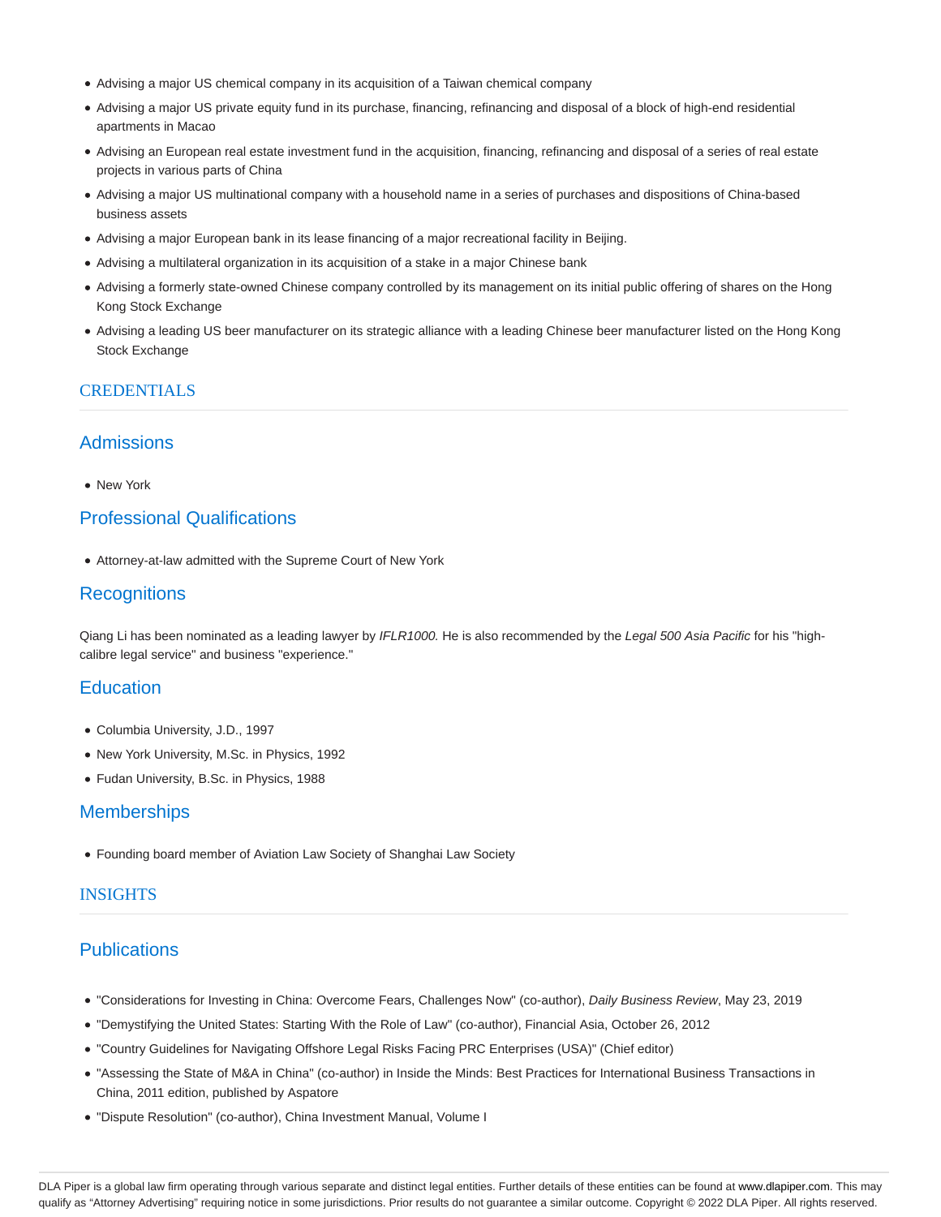- Advising a major US chemical company in its acquisition of a Taiwan chemical company
- Advising a major US private equity fund in its purchase, financing, refinancing and disposal of a block of high-end residential apartments in Macao
- Advising an European real estate investment fund in the acquisition, financing, refinancing and disposal of a series of real estate projects in various parts of China
- Advising a major US multinational company with a household name in a series of purchases and dispositions of China-based business assets
- Advising a major European bank in its lease financing of a major recreational facility in Beijing.
- Advising a multilateral organization in its acquisition of a stake in a major Chinese bank
- Advising a formerly state-owned Chinese company controlled by its management on its initial public offering of shares on the Hong Kong Stock Exchange
- Advising a leading US beer manufacturer on its strategic alliance with a leading Chinese beer manufacturer listed on the Hong Kong Stock Exchange

## CREDENTIALS

### Admissions

- New York

### Professional Qualifications

- Attorney-at-law admitted with the Supreme Court of New York

### Recognitions

Qiang Li has been nominated as a leading lawyer by *IFLR1000.* He is also recommended by the *Legal 500 Asia Pacific* for his "high-calibre legal service" and business "experience."

### Education

- Columbia University, J.D., 1997
- New York University, M.Sc. in Physics, 1992
- Fudan University, B.Sc. in Physics, 1988

### Memberships

- Founding board member of Aviation Law Society of Shanghai Law Society

## INSIGHTS

### Publications

- "Considerations for Investing in China: Overcome Fears, Challenges Now" (co-author), *Daily Business Review*, May 23, 2019
- "Demystifying the United States: Starting With the Role of Law" (co-author), Financial Asia, October 26, 2012
- "Country Guidelines for Navigating Offshore Legal Risks Facing PRC Enterprises (USA)" (Chief editor)
- "Assessing the State of M&A in China" (co-author) in Inside the Minds: Best Practices for International Business Transactions in China, 2011 edition, published by Aspatore
- "Dispute Resolution" (co-author), China Investment Manual, Volume I

DLA Piper is a global law firm operating through various separate and distinct legal entities. Further details of these entities can be found at www.dlapiper.com. This may qualify as "Attorney Advertising" requiring notice in some jurisdictions. Prior results do not guarantee a similar outcome. Copyright © 2022 DLA Piper. All rights reserved.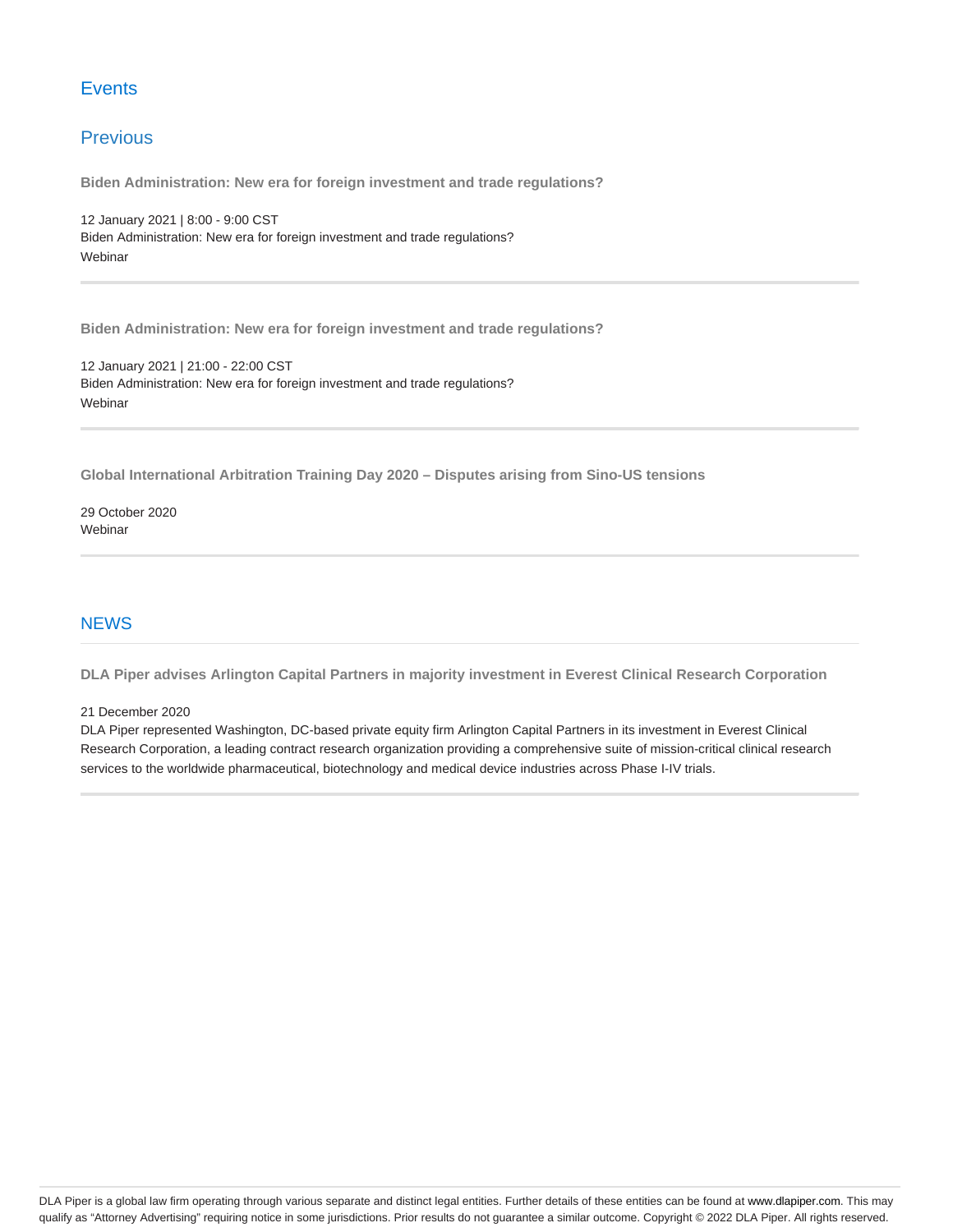## Events

### Previous

**Biden Administration: New era for foreign investment and trade regulations?**

12 January 2021 | 8:00 - 9:00 CST
Biden Administration: New era for foreign investment and trade regulations?
Webinar

---

**Biden Administration: New era for foreign investment and trade regulations?**

12 January 2021 | 21:00 - 22:00 CST
Biden Administration: New era for foreign investment and trade regulations?
Webinar

---

**Global International Arbitration Training Day 2020 – Disputes arising from Sino-US tensions**

29 October 2020
Webinar

---

## NEWS

**DLA Piper advises Arlington Capital Partners in majority investment in Everest Clinical Research Corporation**

21 December 2020
DLA Piper represented Washington, DC-based private equity firm Arlington Capital Partners in its investment in Everest Clinical Research Corporation, a leading contract research organization providing a comprehensive suite of mission-critical clinical research services to the worldwide pharmaceutical, biotechnology and medical device industries across Phase I-IV trials.

---

DLA Piper is a global law firm operating through various separate and distinct legal entities. Further details of these entities can be found at www.dlapiper.com. This may qualify as "Attorney Advertising" requiring notice in some jurisdictions. Prior results do not guarantee a similar outcome. Copyright © 2022 DLA Piper. All rights reserved.